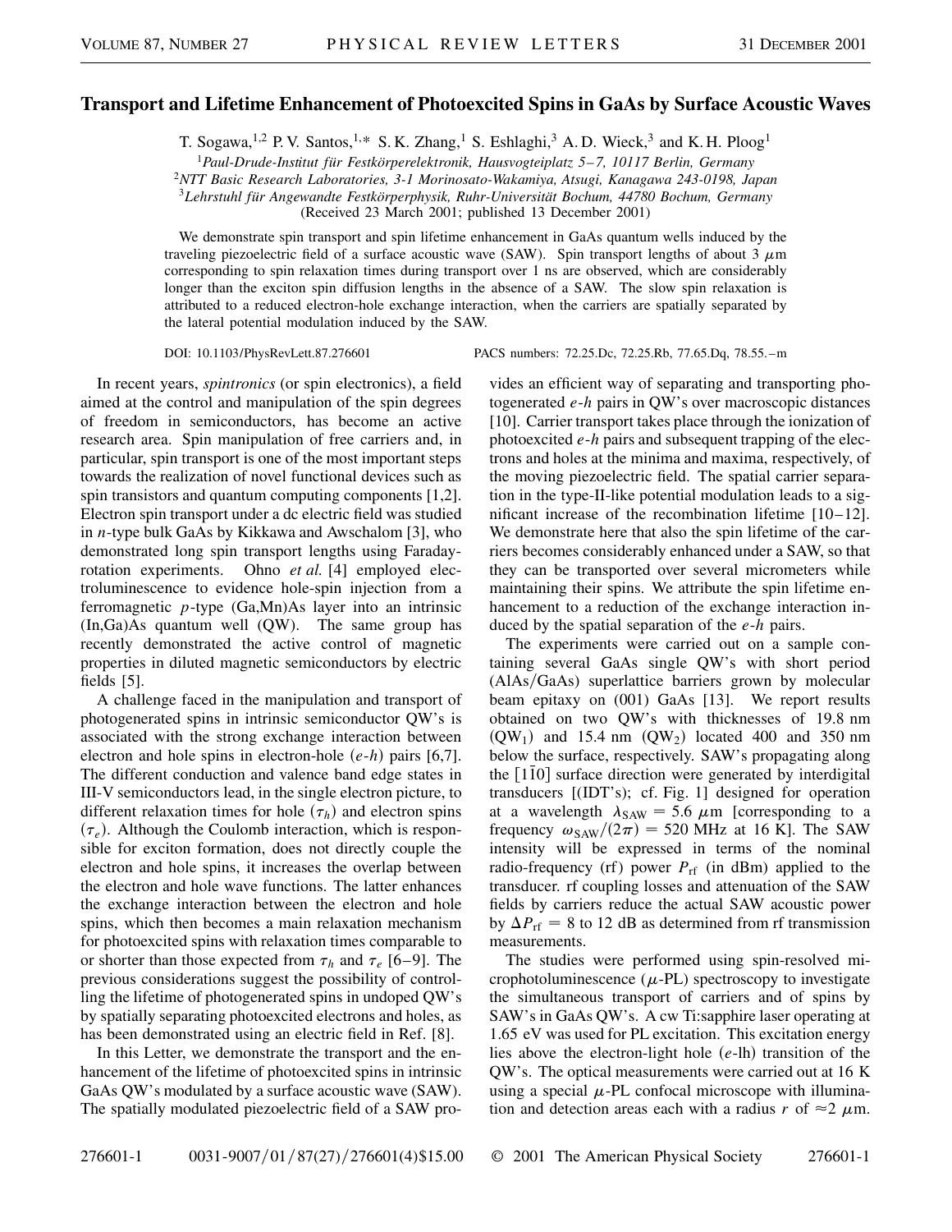# Transport and Lifetime Enhancement of Photoexcited Spins in GaAs by Surface Acoustic Waves

T. Sogawa,[1,2] P. V. Santos,[1,*] S. K. Zhang,[1] S. Eshlaghi,[3] A. D. Wieck,[3] and K. H. Ploog[1]

[1]*Paul-Drude-Institut für Festkörperelektronik, Hausvogteiplatz 5–7, 10117 Berlin, Germany*
[2]*NTT Basic Research Laboratories, 3-1 Morinosato-Wakamiya, Atsugi, Kanagawa 243-0198, Japan*
[3]*Lehrstuhl für Angewandte Festkörperphysik, Ruhr-Universität Bochum, 44780 Bochum, Germany*

(Received 23 March 2001; published 13 December 2001)

We demonstrate spin transport and spin lifetime enhancement in GaAs quantum wells induced by the traveling piezoelectric field of a surface acoustic wave (SAW). Spin transport lengths of about 3 $\mu$m corresponding to spin relaxation times during transport over 1 ns are observed, which are considerably longer than the exciton spin diffusion lengths in the absence of a SAW. The slow spin relaxation is attributed to a reduced electron-hole exchange interaction, when the carriers are spatially separated by the lateral potential modulation induced by the SAW.

DOI: 10.1103/PhysRevLett.87.276601 PACS numbers: 72.25.Dc, 72.25.Rb, 77.65.Dq, 78.55.–m

In recent years, *spintronics* (or spin electronics), a field aimed at the control and manipulation of the spin degrees of freedom in semiconductors, has become an active research area. Spin manipulation of free carriers and, in particular, spin transport is one of the most important steps towards the realization of novel functional devices such as spin transistors and quantum computing components [1,2]. Electron spin transport under a dc electric field was studied in *n*-type bulk GaAs by Kikkawa and Awschalom [3], who demonstrated long spin transport lengths using Faraday-rotation experiments. Ohno *et al.* [4] employed electroluminescence to evidence hole-spin injection from a ferromagnetic *p*-type (Ga,Mn)As layer into an intrinsic (In,Ga)As quantum well (QW). The same group has recently demonstrated the active control of magnetic properties in diluted magnetic semiconductors by electric fields [5].

A challenge faced in the manipulation and transport of photogenerated spins in intrinsic semiconductor QW's is associated with the strong exchange interaction between electron and hole spins in electron-hole (*e*-*h*) pairs [6,7]. The different conduction and valence band edge states in III-V semiconductors lead, in the single electron picture, to different relaxation times for hole ($\tau_h$) and electron spins ($\tau_e$). Although the Coulomb interaction, which is responsible for exciton formation, does not directly couple the electron and hole spins, it increases the overlap between the electron and hole wave functions. The latter enhances the exchange interaction between the electron and hole spins, which then becomes a main relaxation mechanism for photoexcited spins with relaxation times comparable to or shorter than those expected from $\tau_h$ and $\tau_e$ [6–9]. The previous considerations suggest the possibility of controlling the lifetime of photogenerated spins in undoped QW's by spatially separating photoexcited electrons and holes, as has been demonstrated using an electric field in Ref. [8].

In this Letter, we demonstrate the transport and the enhancement of the lifetime of photoexcited spins in intrinsic GaAs QW's modulated by a surface acoustic wave (SAW). The spatially modulated piezoelectric field of a SAW provides an efficient way of separating and transporting photogenerated *e*-*h* pairs in QW's over macroscopic distances [10]. Carrier transport takes place through the ionization of photoexcited *e*-*h* pairs and subsequent trapping of the electrons and holes at the minima and maxima, respectively, of the moving piezoelectric field. The spatial carrier separation in the type-II-like potential modulation leads to a significant increase of the recombination lifetime [10–12]. We demonstrate here that also the spin lifetime of the carriers becomes considerably enhanced under a SAW, so that they can be transported over several micrometers while maintaining their spins. We attribute the spin lifetime enhancement to a reduction of the exchange interaction induced by the spatial separation of the *e*-*h* pairs.

The experiments were carried out on a sample containing several GaAs single QW's with short period (AlAs/GaAs) superlattice barriers grown by molecular beam epitaxy on (001) GaAs [13]. We report results obtained on two QW's with thicknesses of 19.8 nm ($QW_1$) and 15.4 nm ($QW_2$) located 400 and 350 nm below the surface, respectively. SAW's propagating along the $[1\bar{1}0]$ surface direction were generated by interdigital transducers [(IDT's); cf. Fig. 1] designed for operation at a wavelength $\lambda_{SAW} = 5.6$ $\mu$m [corresponding to a frequency $\omega_{SAW}/(2\pi) = 520$ MHz at 16 K]. The SAW intensity will be expressed in terms of the nominal radio-frequency (rf) power $P_{rf}$ (in dBm) applied to the transducer. rf coupling losses and attenuation of the SAW fields by carriers reduce the actual SAW acoustic power by $\Delta P_{rf} = 8$ to 12 dB as determined from rf transmission measurements.

The studies were performed using spin-resolved microphotoluminescence ($\mu$-PL) spectroscopy to investigate the simultaneous transport of carriers and of spins by SAW's in GaAs QW's. A cw Ti:sapphire laser operating at 1.65 eV was used for PL excitation. This excitation energy lies above the electron-light hole (*e*-lh) transition of the QW's. The optical measurements were carried out at 16 K using a special $\mu$-PL confocal microscope with illumination and detection areas each with a radius $r$ of $\approx 2$ $\mu$m.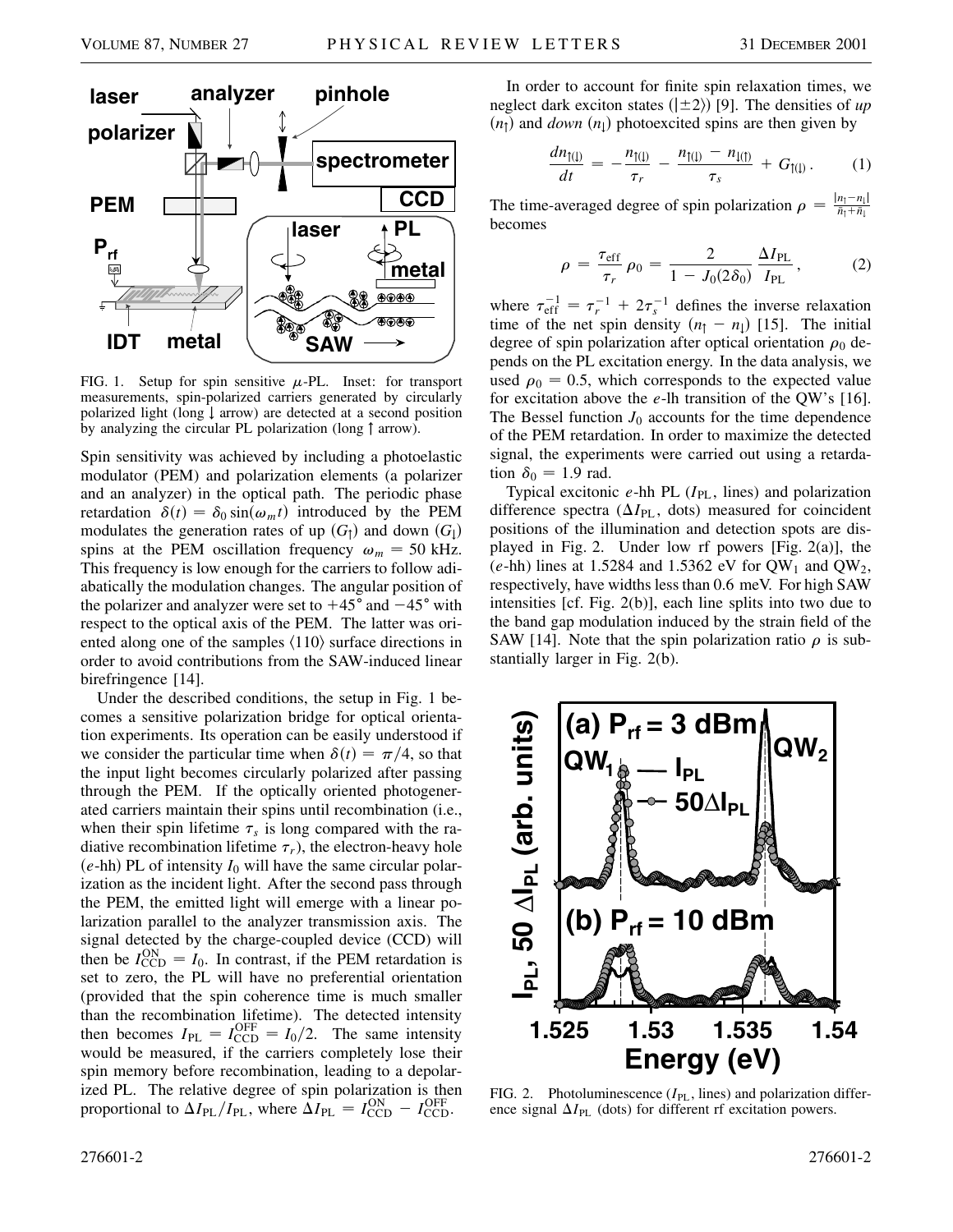FIG. 1. Setup for spin sensitive $\mu$-PL. Inset: for transport measurements, spin-polarized carriers generated by circularly polarized light (long ↓ arrow) are detected at a second position by analyzing the circular PL polarization (long ↑ arrow).

Spin sensitivity was achieved by including a photoelastic modulator (PEM) and polarization elements (a polarizer and an analyzer) in the optical path. The periodic phase retardation $\delta(t) = \delta_0 \sin(\omega_m t)$ introduced by the PEM modulates the generation rates of up ($G_\uparrow$) and down ($G_\downarrow$) spins at the PEM oscillation frequency $\omega_m = 50$ kHz. This frequency is low enough for the carriers to follow adiabatically the modulation changes. The angular position of the polarizer and analyzer were set to $+45°$ and $-45°$ with respect to the optical axis of the PEM. The latter was oriented along one of the samples $\langle 110 \rangle$ surface directions in order to avoid contributions from the SAW-induced linear birefringence [14].

Under the described conditions, the setup in Fig. 1 becomes a sensitive polarization bridge for optical orientation experiments. Its operation can be easily understood if we consider the particular time when $\delta(t) = \pi/4$, so that the input light becomes circularly polarized after passing through the PEM. If the optically oriented photogenerated carriers maintain their spins until recombination (i.e., when their spin lifetime $\tau_s$ is long compared with the radiative recombination lifetime $\tau_r$), the electron-heavy hole ($e$-hh) PL of intensity $I_0$ will have the same circular polarization as the incident light. After the second pass through the PEM, the emitted light will emerge with a linear polarization parallel to the analyzer transmission axis. The signal detected by the charge-coupled device (CCD) will then be $I_{\mathrm{CCD}}^{\mathrm{ON}} = I_0$. In contrast, if the PEM retardation is set to zero, the PL will have no preferential orientation (provided that the spin coherence time is much smaller than the recombination lifetime). The detected intensity then becomes $I_{\mathrm{PL}} = I_{\mathrm{CCD}}^{\mathrm{OFF}} = I_0/2$. The same intensity would be measured, if the carriers completely lose their spin memory before recombination, leading to a depolarized PL. The relative degree of spin polarization is then proportional to $\Delta I_{\mathrm{PL}}/I_{\mathrm{PL}}$, where $\Delta I_{\mathrm{PL}} = I_{\mathrm{CCD}}^{\mathrm{ON}} - I_{\mathrm{CCD}}^{\mathrm{OFF}}$.

In order to account for finite spin relaxation times, we neglect dark exciton states ($|\pm 2\rangle$) [9]. The densities of *up* ($n_\uparrow$) and *down* ($n_\downarrow$) photoexcited spins are then given by

$$\frac{dn_{\uparrow(\downarrow)}}{dt} = -\frac{n_{\uparrow(\downarrow)}}{\tau_r} - \frac{n_{\uparrow(\downarrow)} - n_{\downarrow(\uparrow)}}{\tau_s} + G_{\uparrow(\downarrow)}. \qquad (1)$$

The time-averaged degree of spin polarization $\rho = \frac{|n_\uparrow - n_\downarrow|}{\bar{n}_\uparrow + \bar{n}_\downarrow}$ becomes

$$\rho = \frac{\tau_{\mathrm{eff}}}{\tau_r} \rho_0 = \frac{2}{1 - J_0(2\delta_0)} \frac{\Delta I_{\mathrm{PL}}}{I_{\mathrm{PL}}}, \qquad (2)$$

where $\tau_{\mathrm{eff}}^{-1} = \tau_r^{-1} + 2\tau_s^{-1}$ defines the inverse relaxation time of the net spin density ($n_\uparrow - n_\downarrow$) [15]. The initial degree of spin polarization after optical orientation $\rho_0$ depends on the PL excitation energy. In the data analysis, we used $\rho_0 = 0.5$, which corresponds to the expected value for excitation above the $e$-lh transition of the QW's [16]. The Bessel function $J_0$ accounts for the time dependence of the PEM retardation. In order to maximize the detected signal, the experiments were carried out using a retardation $\delta_0 = 1.9$ rad.

Typical excitonic $e$-hh PL ($I_{\mathrm{PL}}$, lines) and polarization difference spectra ($\Delta I_{\mathrm{PL}}$, dots) measured for coincident positions of the illumination and detection spots are displayed in Fig. 2. Under low rf powers [Fig. 2(a)], the ($e$-hh) lines at 1.5284 and 1.5362 eV for $\mathrm{QW}_1$ and $\mathrm{QW}_2$, respectively, have widths less than 0.6 meV. For high SAW intensities [cf. Fig. 2(b)], each line splits into two due to the band gap modulation induced by the strain field of the SAW [14]. Note that the spin polarization ratio $\rho$ is substantially larger in Fig. 2(b).

FIG. 2. Photoluminescence ($I_{\mathrm{PL}}$, lines) and polarization difference signal $\Delta I_{\mathrm{PL}}$ (dots) for different rf excitation powers.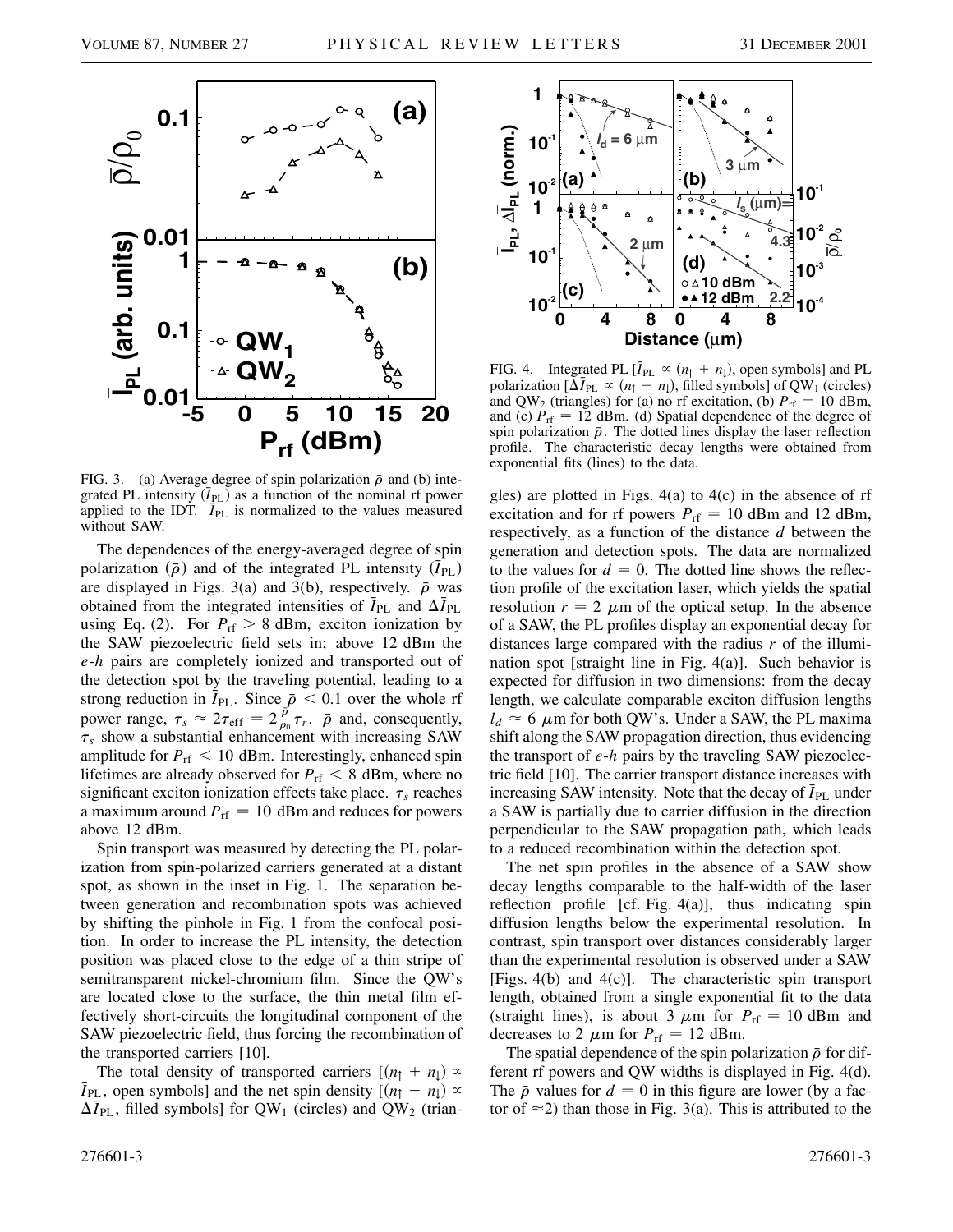FIG. 3. (a) Average degree of spin polarization $\bar{\rho}$ and (b) integrated PL intensity ($\bar{I}_{PL}$) as a function of the nominal rf power applied to the IDT. $\bar{I}_{PL}$ is normalized to the values measured without SAW.

The dependences of the energy-averaged degree of spin polarization ($\bar{\rho}$) and of the integrated PL intensity ($\bar{I}_{PL}$) are displayed in Figs. 3(a) and 3(b), respectively. $\bar{\rho}$ was obtained from the integrated intensities of $\bar{I}_{PL}$ and $\Delta\bar{I}_{PL}$ using Eq. (2). For $P_{rf} > 8$ dBm, exciton ionization by the SAW piezoelectric field sets in; above 12 dBm the *e-h* pairs are completely ionized and transported out of the detection spot by the traveling potential, leading to a strong reduction in $\bar{I}_{PL}$. Since $\bar{\rho} < 0.1$ over the whole rf power range, $\tau_s \approx 2\tau_{eff} = 2\frac{\bar{\rho}}{\rho_0}\tau_r$. $\bar{\rho}$ and, consequently, $\tau_s$ show a substantial enhancement with increasing SAW amplitude for $P_{rf} < 10$ dBm. Interestingly, enhanced spin lifetimes are already observed for $P_{rf} < 8$ dBm, where no significant exciton ionization effects take place. $\tau_s$ reaches a maximum around $P_{rf} = 10$ dBm and reduces for powers above 12 dBm.

Spin transport was measured by detecting the PL polarization from spin-polarized carriers generated at a distant spot, as shown in the inset in Fig. 1. The separation between generation and recombination spots was achieved by shifting the pinhole in Fig. 1 from the confocal position. In order to increase the PL intensity, the detection position was placed close to the edge of a thin stripe of semitransparent nickel-chromium film. Since the QW's are located close to the surface, the thin metal film effectively short-circuits the longitudinal component of the SAW piezoelectric field, thus forcing the recombination of the transported carriers [10].

The total density of transported carriers [$(n_\uparrow + n_\downarrow) \propto \bar{I}_{PL}$, open symbols] and the net spin density [$(n_\uparrow - n_\downarrow) \propto \Delta\bar{I}_{PL}$, filled symbols] for $QW_1$ (circles) and $QW_2$ (triangles) are plotted in Figs. 4(a) to 4(c) in the absence of rf excitation and for rf powers $P_{rf} = 10$ dBm and 12 dBm, respectively, as a function of the distance $d$ between the generation and detection spots. The data are normalized to the values for $d = 0$. The dotted line shows the reflection profile of the excitation laser, which yields the spatial resolution $r = 2$ $\mu$m of the optical setup. In the absence of a SAW, the PL profiles display an exponential decay for distances large compared with the radius $r$ of the illumination spot [straight line in Fig. 4(a)]. Such behavior is expected for diffusion in two dimensions: from the decay length, we calculate comparable exciton diffusion lengths $l_d \approx 6$ $\mu$m for both QW's. Under a SAW, the PL maxima shift along the SAW propagation direction, thus evidencing the transport of *e-h* pairs by the traveling SAW piezoelectric field [10]. The carrier transport distance increases with increasing SAW intensity. Note that the decay of $\bar{I}_{PL}$ under a SAW is partially due to carrier diffusion in the direction perpendicular to the SAW propagation path, which leads to a reduced recombination within the detection spot.

FIG. 4. Integrated PL [$\bar{I}_{PL} \propto (n_\uparrow + n_\downarrow)$, open symbols] and PL polarization [$\Delta\bar{I}_{PL} \propto (n_\uparrow - n_\downarrow)$, filled symbols] of $QW_1$ (circles) and $QW_2$ (triangles) for (a) no rf excitation, (b) $P_{rf} = 10$ dBm, and (c) $P_{rf} = 12$ dBm. (d) Spatial dependence of the degree of spin polarization $\bar{\rho}$. The dotted lines display the laser reflection profile. The characteristic decay lengths were obtained from exponential fits (lines) to the data.

The net spin profiles in the absence of a SAW show decay lengths comparable to the half-width of the laser reflection profile [cf. Fig. 4(a)], thus indicating spin diffusion lengths below the experimental resolution. In contrast, spin transport over distances considerably larger than the experimental resolution is observed under a SAW [Figs. 4(b) and 4(c)]. The characteristic spin transport length, obtained from a single exponential fit to the data (straight lines), is about 3 $\mu$m for $P_{rf} = 10$ dBm and decreases to 2 $\mu$m for $P_{rf} = 12$ dBm.

The spatial dependence of the spin polarization $\bar{\rho}$ for different rf powers and QW widths is displayed in Fig. 4(d). The $\bar{\rho}$ values for $d = 0$ in this figure are lower (by a factor of $\approx$2) than those in Fig. 3(a). This is attributed to the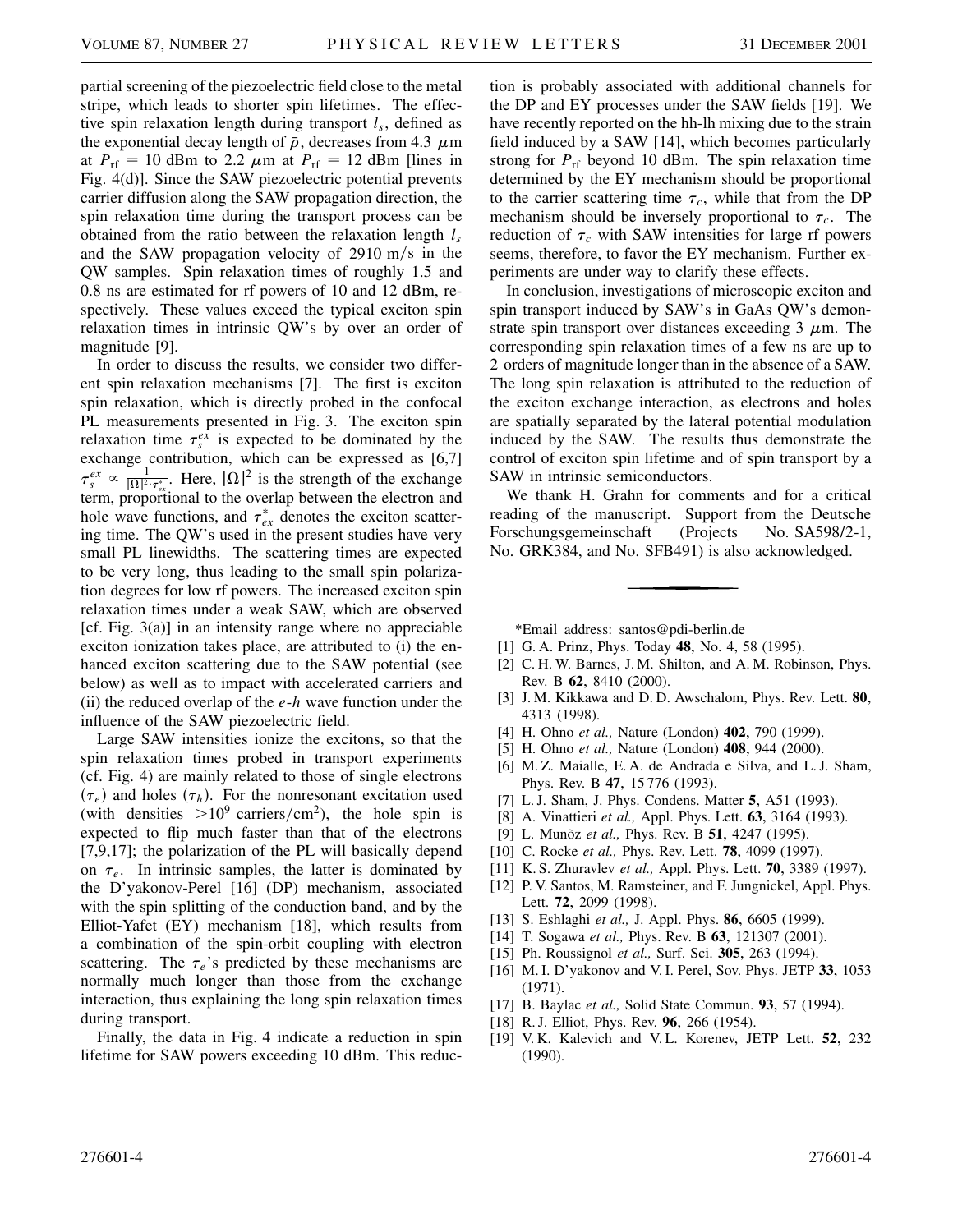partial screening of the piezoelectric field close to the metal stripe, which leads to shorter spin lifetimes. The effective spin relaxation length during transport $l_s$, defined as the exponential decay length of $\bar{\rho}$, decreases from 4.3 $\mu$m at $P_{rf} = 10$ dBm to 2.2 $\mu$m at $P_{rf} = 12$ dBm [lines in Fig. 4(d)]. Since the SAW piezoelectric potential prevents carrier diffusion along the SAW propagation direction, the spin relaxation time during the transport process can be obtained from the ratio between the relaxation length $l_s$ and the SAW propagation velocity of 2910 m/s in the QW samples. Spin relaxation times of roughly 1.5 and 0.8 ns are estimated for rf powers of 10 and 12 dBm, respectively. These values exceed the typical exciton spin relaxation times in intrinsic QW's by over an order of magnitude [9].

In order to discuss the results, we consider two different spin relaxation mechanisms [7]. The first is exciton spin relaxation, which is directly probed in the confocal PL measurements presented in Fig. 3. The exciton spin relaxation time $\tau_s^{ex}$ is expected to be dominated by the exchange contribution, which can be expressed as [6,7] $\tau_s^{ex} \propto \frac{1}{|\Omega|^2 \cdot \tau_{ex}^*}$. Here, $|\Omega|^2$ is the strength of the exchange term, proportional to the overlap between the electron and hole wave functions, and $\tau_{ex}^*$ denotes the exciton scattering time. The QW's used in the present studies have very small PL linewidths. The scattering times are expected to be very long, thus leading to the small spin polarization degrees for low rf powers. The increased exciton spin relaxation times under a weak SAW, which are observed [cf. Fig. 3(a)] in an intensity range where no appreciable exciton ionization takes place, are attributed to (i) the enhanced exciton scattering due to the SAW potential (see below) as well as to impact with accelerated carriers and (ii) the reduced overlap of the $e$-$h$ wave function under the influence of the SAW piezoelectric field.

Large SAW intensities ionize the excitons, so that the spin relaxation times probed in transport experiments (cf. Fig. 4) are mainly related to those of single electrons ($\tau_e$) and holes ($\tau_h$). For the nonresonant excitation used (with densities $>10^9$ carriers/cm$^2$), the hole spin is expected to flip much faster than that of the electrons [7,9,17]; the polarization of the PL will basically depend on $\tau_e$. In intrinsic samples, the latter is dominated by the D'yakonov-Perel [16] (DP) mechanism, associated with the spin splitting of the conduction band, and by the Elliot-Yafet (EY) mechanism [18], which results from a combination of the spin-orbit coupling with electron scattering. The $\tau_e$'s predicted by these mechanisms are normally much longer than those from the exchange interaction, thus explaining the long spin relaxation times during transport.

Finally, the data in Fig. 4 indicate a reduction in spin lifetime for SAW powers exceeding 10 dBm. This reduction is probably associated with additional channels for the DP and EY processes under the SAW fields [19]. We have recently reported on the hh-lh mixing due to the strain field induced by a SAW [14], which becomes particularly strong for $P_{rf}$ beyond 10 dBm. The spin relaxation time determined by the EY mechanism should be proportional to the carrier scattering time $\tau_c$, while that from the DP mechanism should be inversely proportional to $\tau_c$. The reduction of $\tau_c$ with SAW intensities for large rf powers seems, therefore, to favor the EY mechanism. Further experiments are under way to clarify these effects.

In conclusion, investigations of microscopic exciton and spin transport induced by SAW's in GaAs QW's demonstrate spin transport over distances exceeding 3 $\mu$m. The corresponding spin relaxation times of a few ns are up to 2 orders of magnitude longer than in the absence of a SAW. The long spin relaxation is attributed to the reduction of the exciton exchange interaction, as electrons and holes are spatially separated by the lateral potential modulation induced by the SAW. The results thus demonstrate the control of exciton spin lifetime and of spin transport by a SAW in intrinsic semiconductors.

We thank H. Grahn for comments and for a critical reading of the manuscript. Support from the Deutsche Forschungsgemeinschaft (Projects No. SA598/2-1, No. GRK384, and No. SFB491) is also acknowledged.

---

*Email address: santos@pdi-berlin.de

[1] G. A. Prinz, Phys. Today **48**, No. 4, 58 (1995).
[2] C. H. W. Barnes, J. M. Shilton, and A. M. Robinson, Phys. Rev. B **62**, 8410 (2000).
[3] J. M. Kikkawa and D. D. Awschalom, Phys. Rev. Lett. **80**, 4313 (1998).
[4] H. Ohno *et al.,* Nature (London) **402**, 790 (1999).
[5] H. Ohno *et al.,* Nature (London) **408**, 944 (2000).
[6] M. Z. Maialle, E. A. de Andrada e Silva, and L. J. Sham, Phys. Rev. B **47**, 15 776 (1993).
[7] L. J. Sham, J. Phys. Condens. Matter **5**, A51 (1993).
[8] A. Vinattieri *et al.,* Appl. Phys. Lett. **63**, 3164 (1993).
[9] L. Munõz *et al.,* Phys. Rev. B **51**, 4247 (1995).
[10] C. Rocke *et al.,* Phys. Rev. Lett. **78**, 4099 (1997).
[11] K. S. Zhuravlev *et al.,* Appl. Phys. Lett. **70**, 3389 (1997).
[12] P. V. Santos, M. Ramsteiner, and F. Jungnickel, Appl. Phys. Lett. **72**, 2099 (1998).
[13] S. Eshlaghi *et al.,* J. Appl. Phys. **86**, 6605 (1999).
[14] T. Sogawa *et al.,* Phys. Rev. B **63**, 121307 (2001).
[15] Ph. Roussignol *et al.,* Surf. Sci. **305**, 263 (1994).
[16] M. I. D'yakonov and V. I. Perel, Sov. Phys. JETP **33**, 1053 (1971).
[17] B. Baylac *et al.,* Solid State Commun. **93**, 57 (1994).
[18] R. J. Elliot, Phys. Rev. **96**, 266 (1954).
[19] V. K. Kalevich and V. L. Korenev, JETP Lett. **52**, 232 (1990).